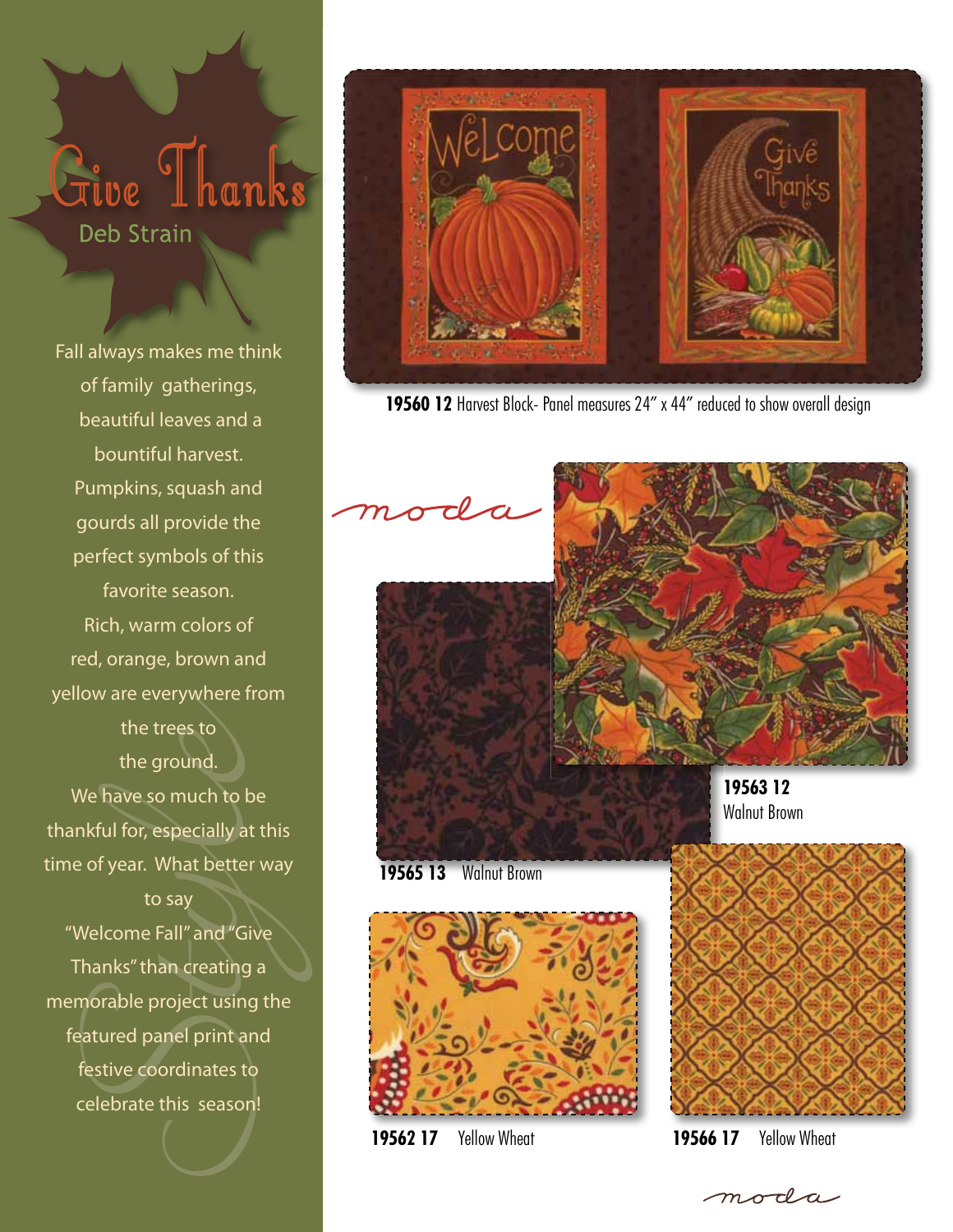# Give Thanks

## Deb Strain

Fall always makes me think of family gatherings, beautiful leaves and a bountiful harvest. Pumpkins, squash and gourds all provide the perfect symbols of this favorite season. Rich, warm colors of red, orange, brown and yellow are everywhere from the trees to the ground. We have so much to be thankful for, especially at this time of year. What better way to say "Welcome Fall" and "Give Thanks" than creating a memorable project using the featured panel print and festive coordinates to celebrate this season!

**19560 12** Harvest Block- Panel measures 24" x 44" reduced to show overall design

moda

**19563 12** Walnut Brown

**19565 13** Walnut Brown

**19562 17** Yellow Wheat

**19566 17** Yellow Wheat

moda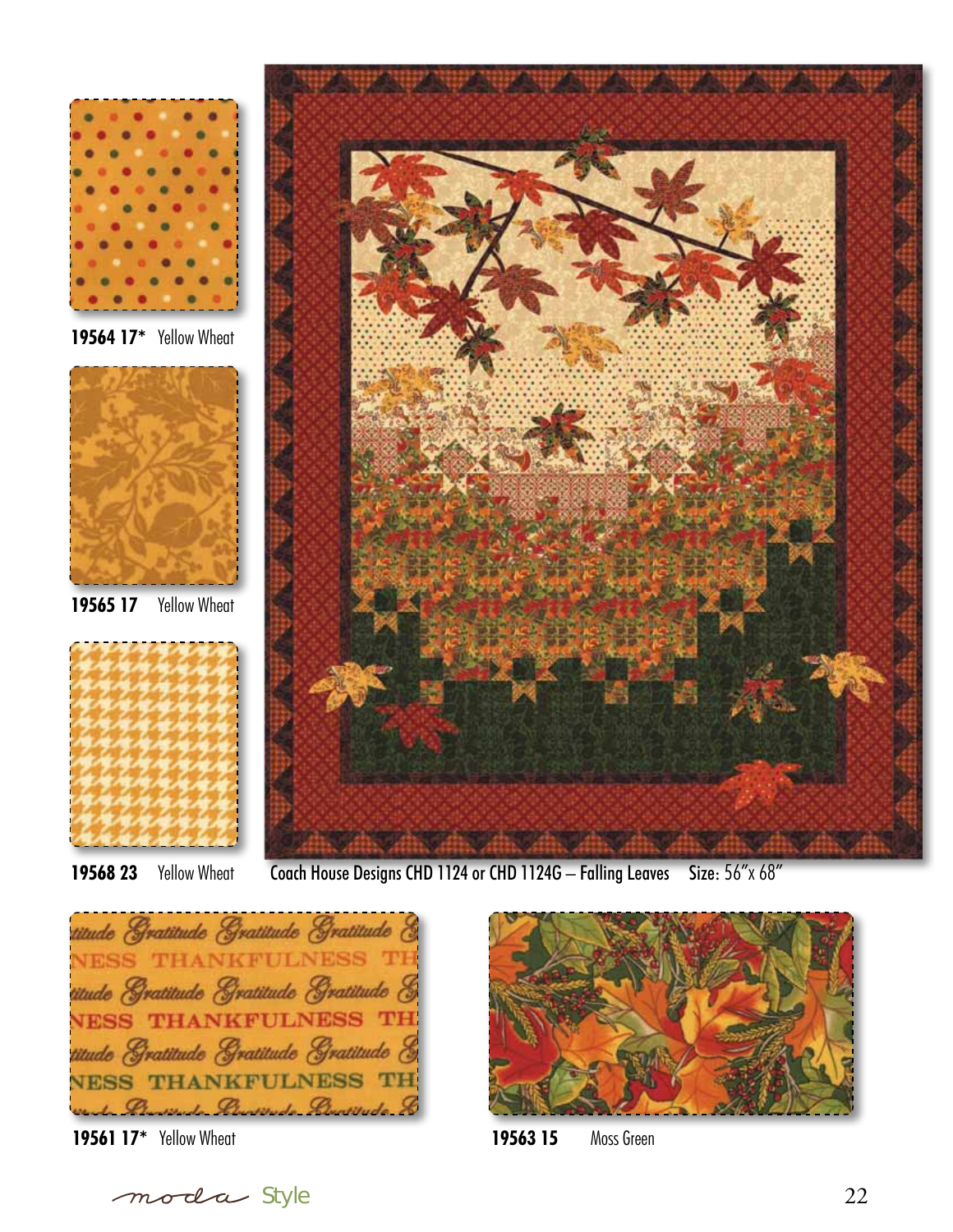19564 17* Yellow Wheat

19565 17 Yellow Wheat

19568 23 Yellow Wheat

Coach House Designs CHD 1124 or CHD 1124G – Falling Leaves Size: 56″x 68″

19561 17* Yellow Wheat

19563 15 Moss Green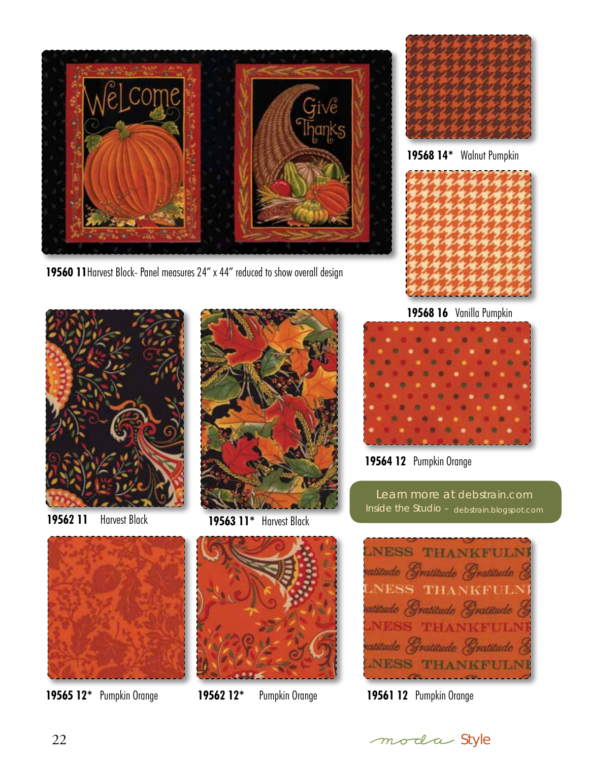19560 11 Harvest Block- Panel measures 24" x 44" reduced to show overall design

19568 14* Walnut Pumpkin

19568 16 Vanilla Pumpkin

19562 11 Harvest Black

19563 11* Harvest Black

19564 12 Pumpkin Orange

Learn more at debstrain.com
Inside the Studio – debstrain.blogspot.com

19565 12* Pumpkin Orange

19562 12* Pumpkin Orange

19561 12 Pumpkin Orange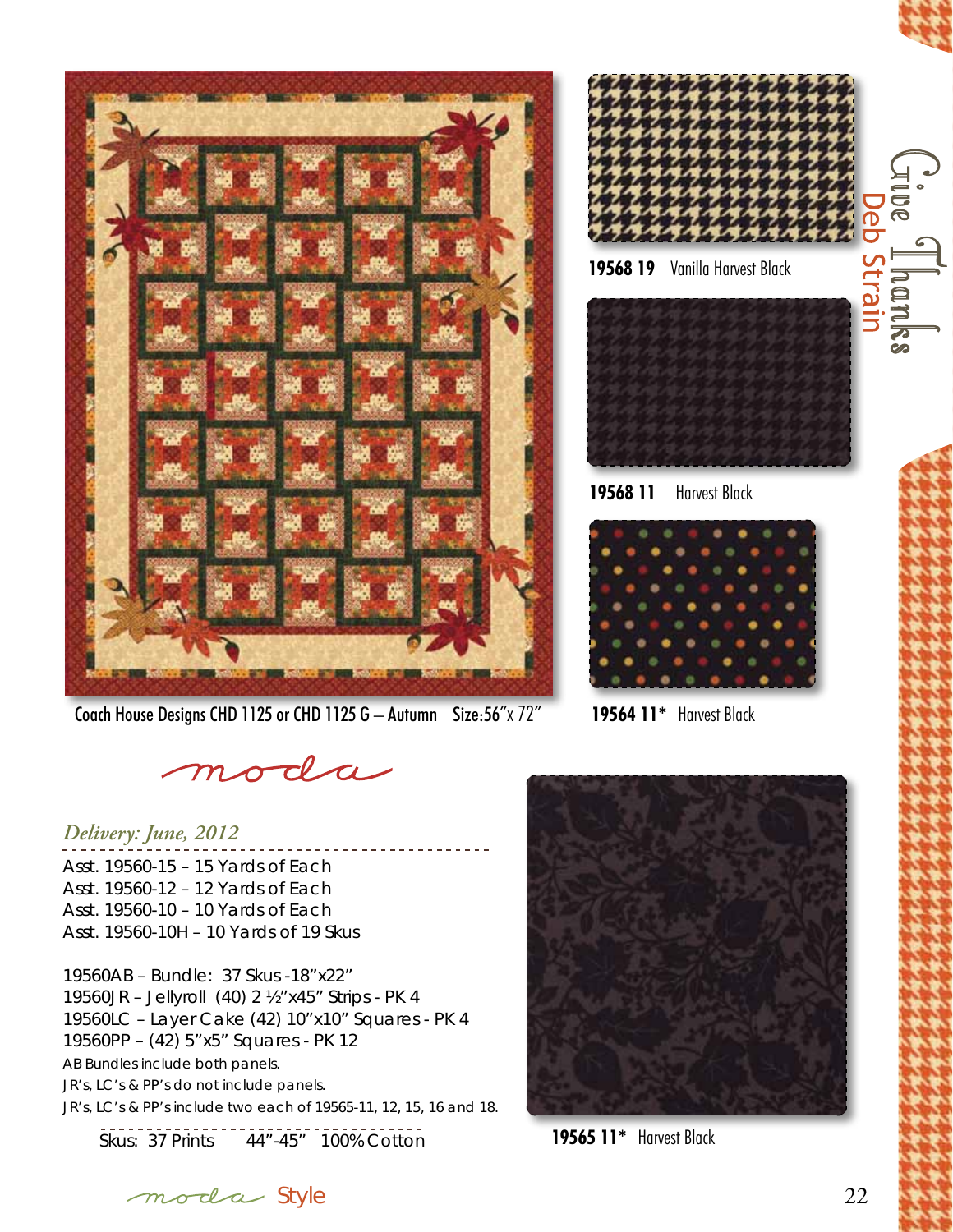Coach House Designs CHD 1125 or CHD 1125 G – Autumn Size:56"x 72"

19568 19 Vanilla Harvest Black

19568 11 Harvest Black

19564 11* Harvest Black

19565 11* Harvest Black

Give Thanks

Deb Strain

moda

*Delivery: June, 2012*

Asst. 19560-15 – 15 Yards of Each
Asst. 19560-12 – 12 Yards of Each
Asst. 19560-10 – 10 Yards of Each
Asst. 19560-10H – 10 Yards of 19 Skus

19560AB – Bundle: 37 Skus -18"x22"
19560JR – Jellyroll (40) 2 ½"x45" Strips - PK 4
19560LC – Layer Cake (42) 10"x10" Squares - PK 4
19560PP – (42) 5"x5" Squares - PK 12
AB Bundles include both panels.
JR's, LC's & PP's do not include panels.
JR's, LC's & PP's include two each of 19565-11, 12, 15, 16 and 18.

Skus: 37 Prints 44"-45" 100% Cotton

moda Style